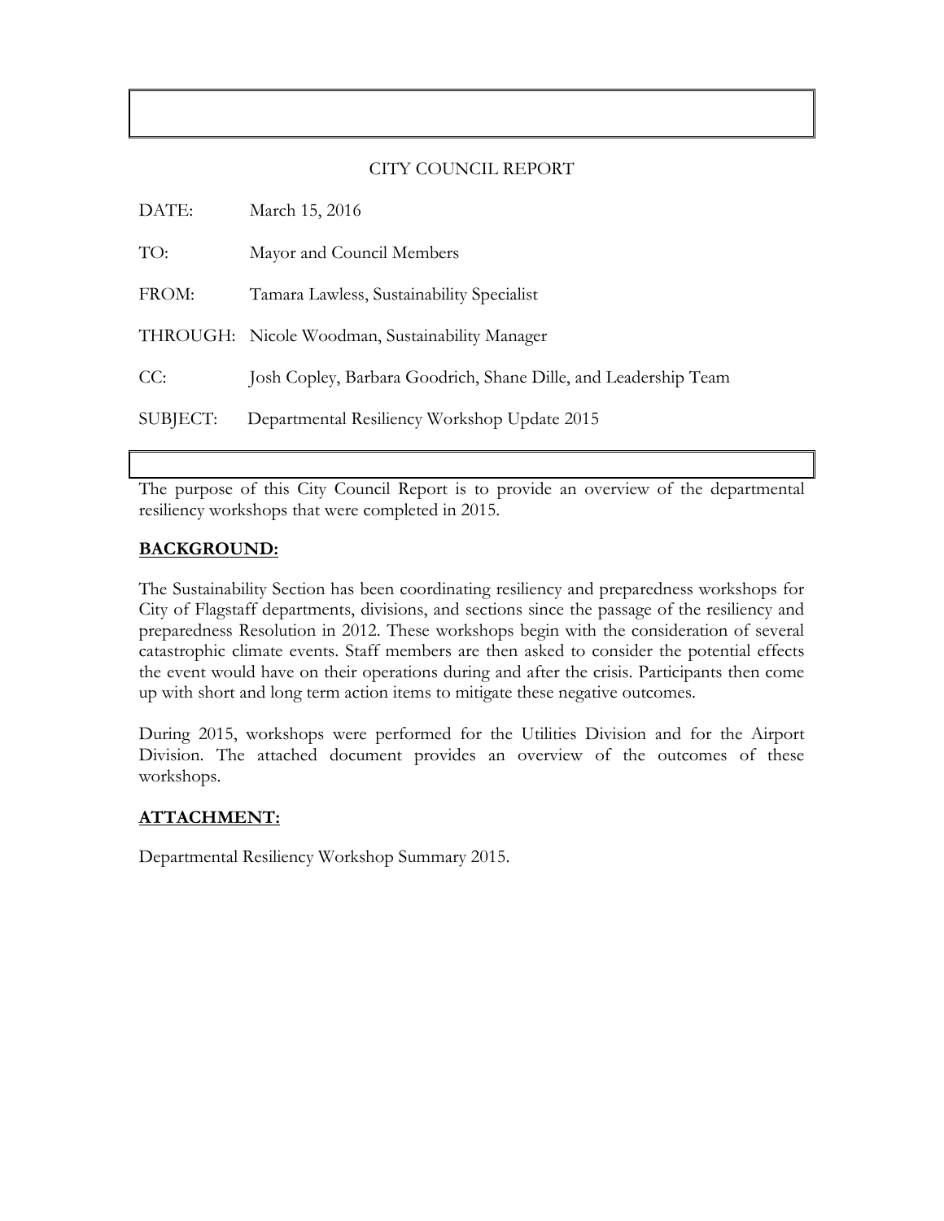## CITY COUNCIL REPORT

DATE: March 15, 2016

TO: Mayor and Council Members

FROM: Tamara Lawless, Sustainability Specialist

THROUGH: Nicole Woodman, Sustainability Manager

CC: Josh Copley, Barbara Goodrich, Shane Dille, and Leadership Team

SUBJECT: Departmental Resiliency Workshop Update 2015

The purpose of this City Council Report is to provide an overview of the departmental resiliency workshops that were completed in 2015.

### BACKGROUND:

The Sustainability Section has been coordinating resiliency and preparedness workshops for City of Flagstaff departments, divisions, and sections since the passage of the resiliency and preparedness Resolution in 2012. These workshops begin with the consideration of several catastrophic climate events. Staff members are then asked to consider the potential effects the event would have on their operations during and after the crisis. Participants then come up with short and long term action items to mitigate these negative outcomes.

During 2015, workshops were performed for the Utilities Division and for the Airport Division. The attached document provides an overview of the outcomes of these workshops.

### ATTACHMENT:

Departmental Resiliency Workshop Summary 2015.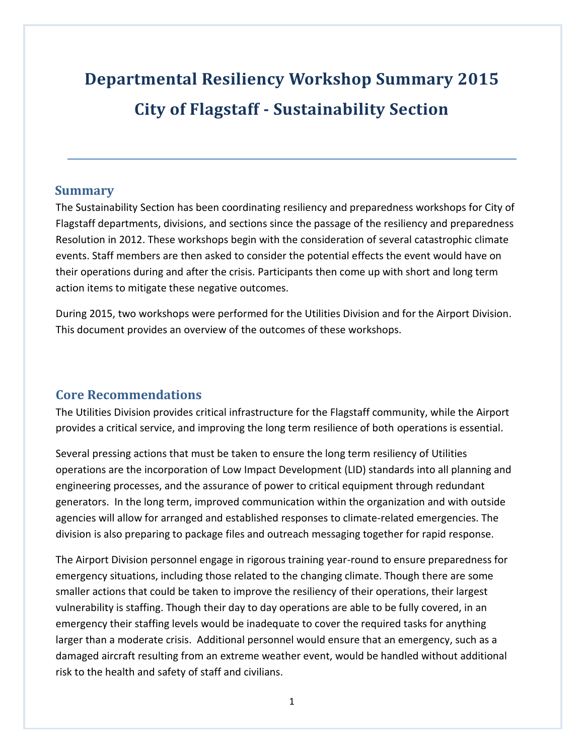# Departmental Resiliency Workshop Summary 2015

# City of Flagstaff - Sustainability Section

## Summary

The Sustainability Section has been coordinating resiliency and preparedness workshops for City of Flagstaff departments, divisions, and sections since the passage of the resiliency and preparedness Resolution in 2012. These workshops begin with the consideration of several catastrophic climate events. Staff members are then asked to consider the potential effects the event would have on their operations during and after the crisis. Participants then come up with short and long term action items to mitigate these negative outcomes.

During 2015, two workshops were performed for the Utilities Division and for the Airport Division. This document provides an overview of the outcomes of these workshops.

## Core Recommendations

The Utilities Division provides critical infrastructure for the Flagstaff community, while the Airport provides a critical service, and improving the long term resilience of both operations is essential.

Several pressing actions that must be taken to ensure the long term resiliency of Utilities operations are the incorporation of Low Impact Development (LID) standards into all planning and engineering processes, and the assurance of power to critical equipment through redundant generators. In the long term, improved communication within the organization and with outside agencies will allow for arranged and established responses to climate-related emergencies. The division is also preparing to package files and outreach messaging together for rapid response.

The Airport Division personnel engage in rigorous training year-round to ensure preparedness for emergency situations, including those related to the changing climate. Though there are some smaller actions that could be taken to improve the resiliency of their operations, their largest vulnerability is staffing. Though their day to day operations are able to be fully covered, in an emergency their staffing levels would be inadequate to cover the required tasks for anything larger than a moderate crisis. Additional personnel would ensure that an emergency, such as a damaged aircraft resulting from an extreme weather event, would be handled without additional risk to the health and safety of staff and civilians.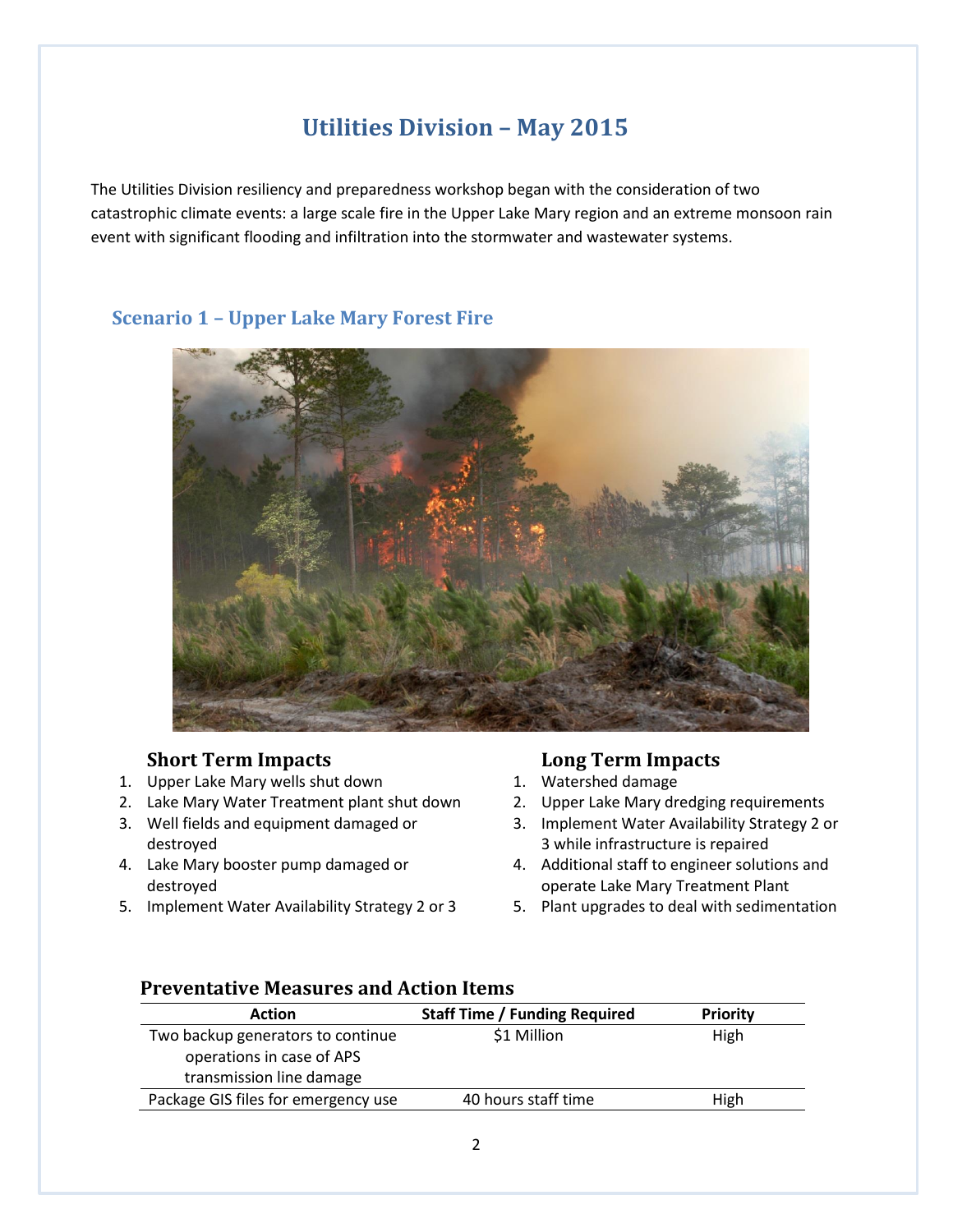# Utilities Division – May 2015

The Utilities Division resiliency and preparedness workshop began with the consideration of two catastrophic climate events: a large scale fire in the Upper Lake Mary region and an extreme monsoon rain event with significant flooding and infiltration into the stormwater and wastewater systems.

## Scenario 1 – Upper Lake Mary Forest Fire

### Short Term Impacts

1. Upper Lake Mary wells shut down
2. Lake Mary Water Treatment plant shut down
3. Well fields and equipment damaged or destroyed
4. Lake Mary booster pump damaged or destroyed
5. Implement Water Availability Strategy 2 or 3

### Long Term Impacts

1. Watershed damage
2. Upper Lake Mary dredging requirements
3. Implement Water Availability Strategy 2 or 3 while infrastructure is repaired
4. Additional staff to engineer solutions and operate Lake Mary Treatment Plant
5. Plant upgrades to deal with sedimentation

### Preventative Measures and Action Items

| Action | Staff Time / Funding Required | Priority |
|---|---|---|
| Two backup generators to continue operations in case of APS transmission line damage | $1 Million | High |
| Package GIS files for emergency use | 40 hours staff time | High |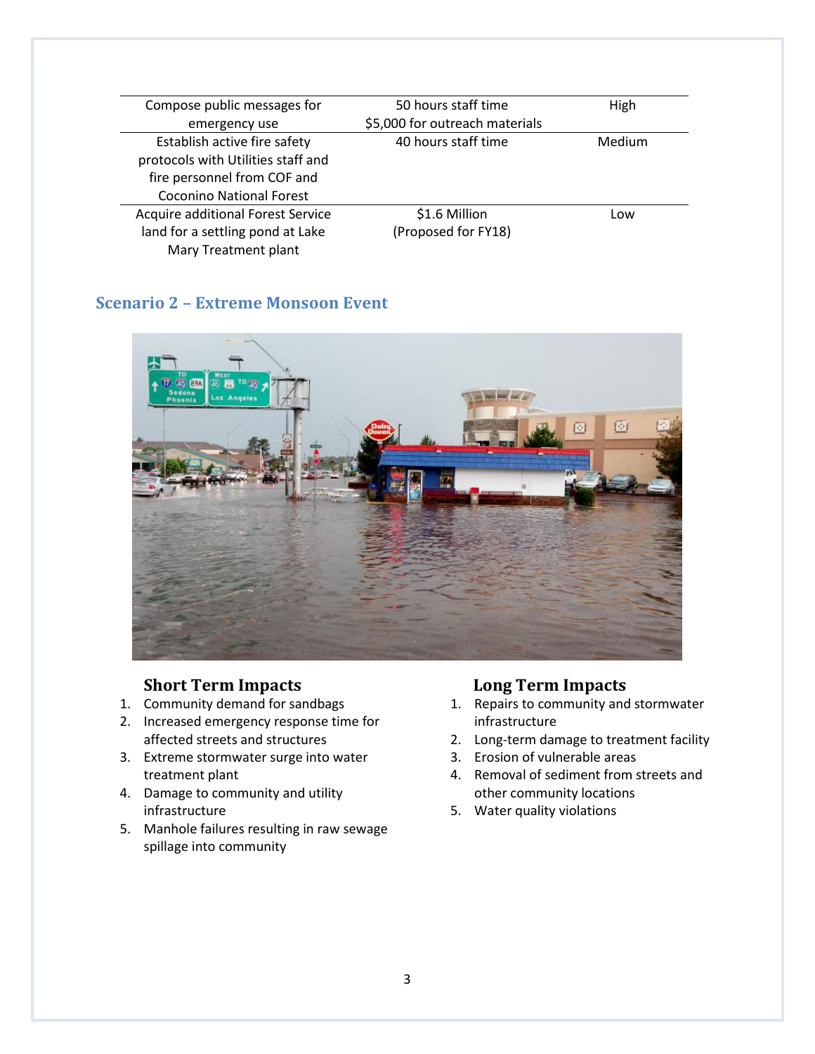| | | |
|---|---|---|
| Compose public messages for emergency use | 50 hours staff time<br>$5,000 for outreach materials | High |
| Establish active fire safety protocols with Utilities staff and fire personnel from COF and Coconino National Forest | 40 hours staff time | Medium |
| Acquire additional Forest Service land for a settling pond at Lake Mary Treatment plant | $1.6 Million<br>(Proposed for FY18) | Low |

## Scenario 2 – Extreme Monsoon Event

### Short Term Impacts

1. Community demand for sandbags
2. Increased emergency response time for affected streets and structures
3. Extreme stormwater surge into water treatment plant
4. Damage to community and utility infrastructure
5. Manhole failures resulting in raw sewage spillage into community

### Long Term Impacts

1. Repairs to community and stormwater infrastructure
2. Long-term damage to treatment facility
3. Erosion of vulnerable areas
4. Removal of sediment from streets and other community locations
5. Water quality violations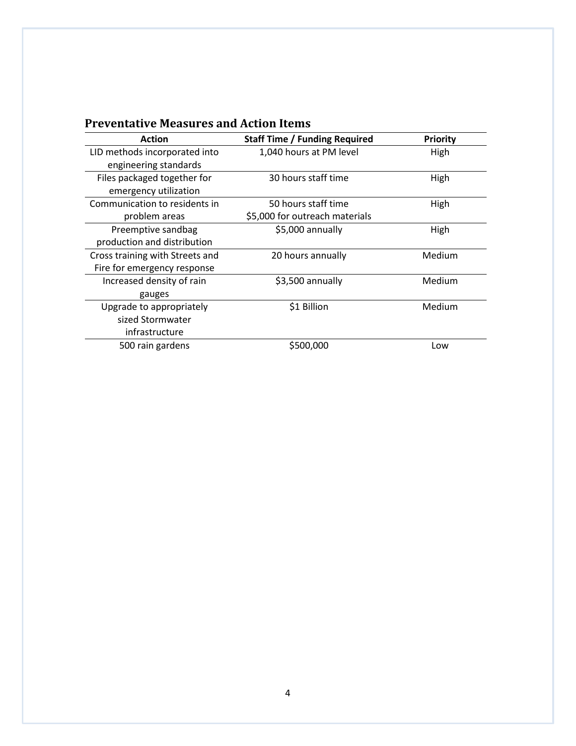## Preventative Measures and Action Items

| Action | Staff Time / Funding Required | Priority |
| --- | --- | --- |
| LID methods incorporated into engineering standards | 1,040 hours at PM level | High |
| Files packaged together for emergency utilization | 30 hours staff time | High |
| Communication to residents in problem areas | 50 hours staff time<br>$5,000 for outreach materials | High |
| Preemptive sandbag production and distribution | $5,000 annually | High |
| Cross training with Streets and Fire for emergency response | 20 hours annually | Medium |
| Increased density of rain gauges | $3,500 annually | Medium |
| Upgrade to appropriately sized Stormwater infrastructure | $1 Billion | Medium |
| 500 rain gardens | $500,000 | Low |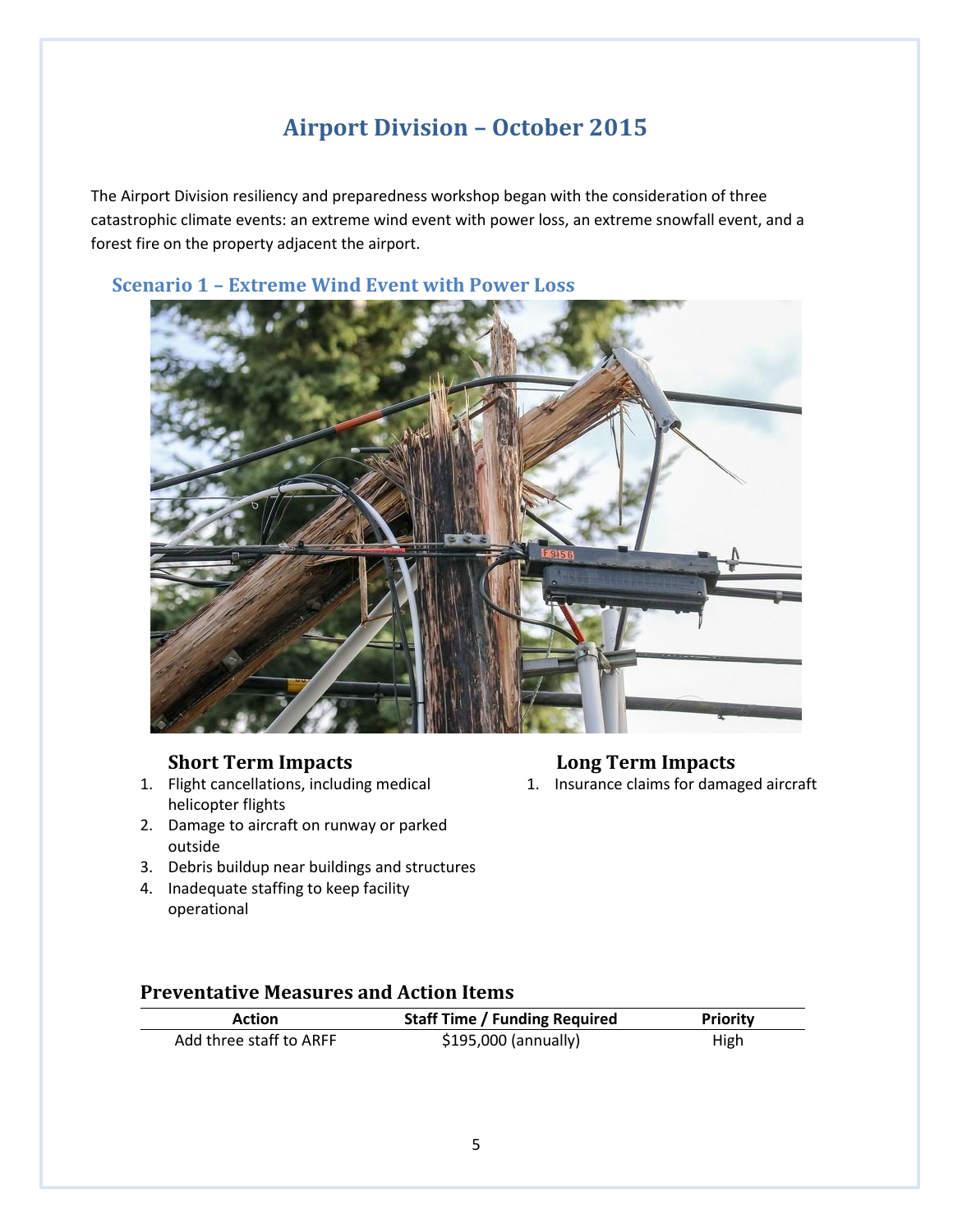# Airport Division – October 2015

The Airport Division resiliency and preparedness workshop began with the consideration of three catastrophic climate events: an extreme wind event with power loss, an extreme snowfall event, and a forest fire on the property adjacent the airport.

## Scenario 1 – Extreme Wind Event with Power Loss

### Short Term Impacts

1. Flight cancellations, including medical helicopter flights
2. Damage to aircraft on runway or parked outside
3. Debris buildup near buildings and structures
4. Inadequate staffing to keep facility operational

### Long Term Impacts

1. Insurance claims for damaged aircraft

### Preventative Measures and Action Items

| Action | Staff Time / Funding Required | Priority |
|---|---|---|
| Add three staff to ARFF | $195,000 (annually) | High |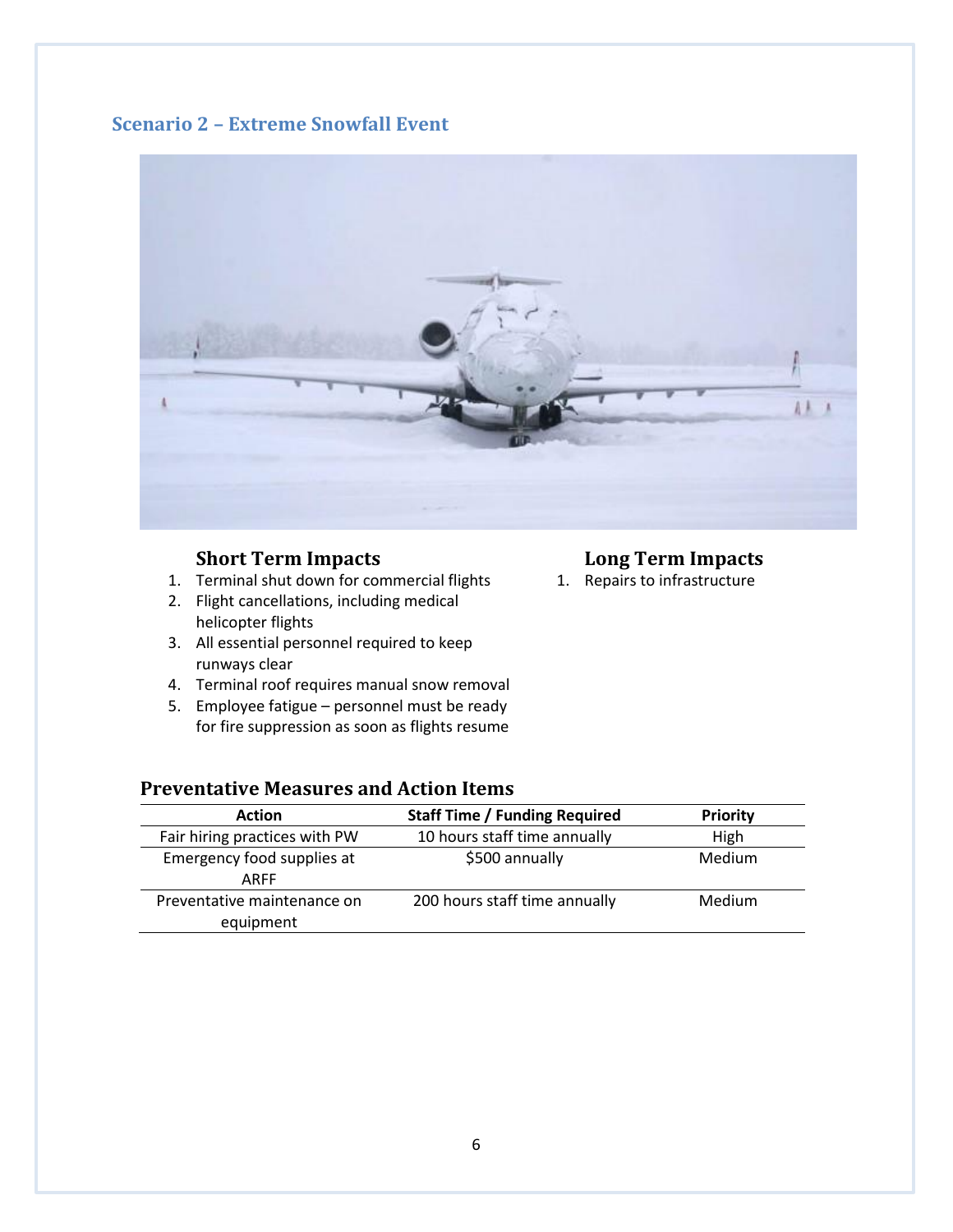## Scenario 2 – Extreme Snowfall Event

### Short Term Impacts

1. Terminal shut down for commercial flights
2. Flight cancellations, including medical helicopter flights
3. All essential personnel required to keep runways clear
4. Terminal roof requires manual snow removal
5. Employee fatigue – personnel must be ready for fire suppression as soon as flights resume

### Long Term Impacts

1. Repairs to infrastructure

### Preventative Measures and Action Items

| Action | Staff Time / Funding Required | Priority |
|---|---|---|
| Fair hiring practices with PW | 10 hours staff time annually | High |
| Emergency food supplies at ARFF | $500 annually | Medium |
| Preventative maintenance on equipment | 200 hours staff time annually | Medium |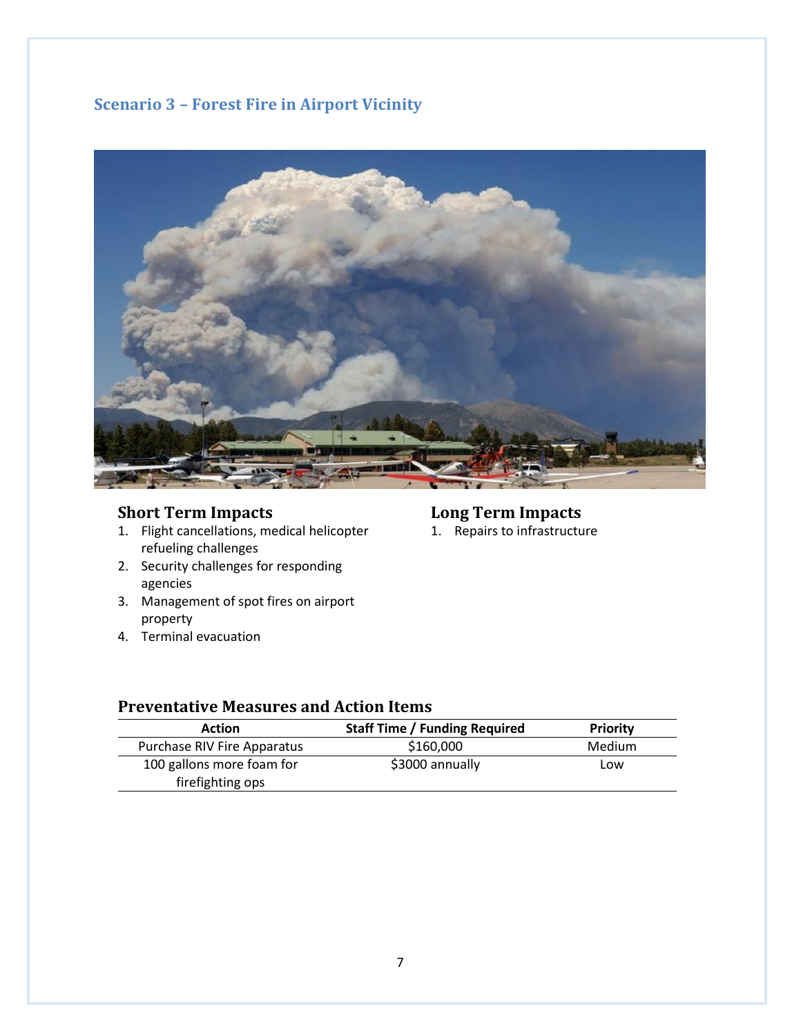## Scenario 3 – Forest Fire in Airport Vicinity

### Short Term Impacts

1. Flight cancellations, medical helicopter refueling challenges
2. Security challenges for responding agencies
3. Management of spot fires on airport property
4. Terminal evacuation

### Long Term Impacts

1. Repairs to infrastructure

### Preventative Measures and Action Items

| Action | Staff Time / Funding Required | Priority |
|---|---|---|
| Purchase RIV Fire Apparatus | $160,000 | Medium |
| 100 gallons more foam for firefighting ops | $3000 annually | Low |